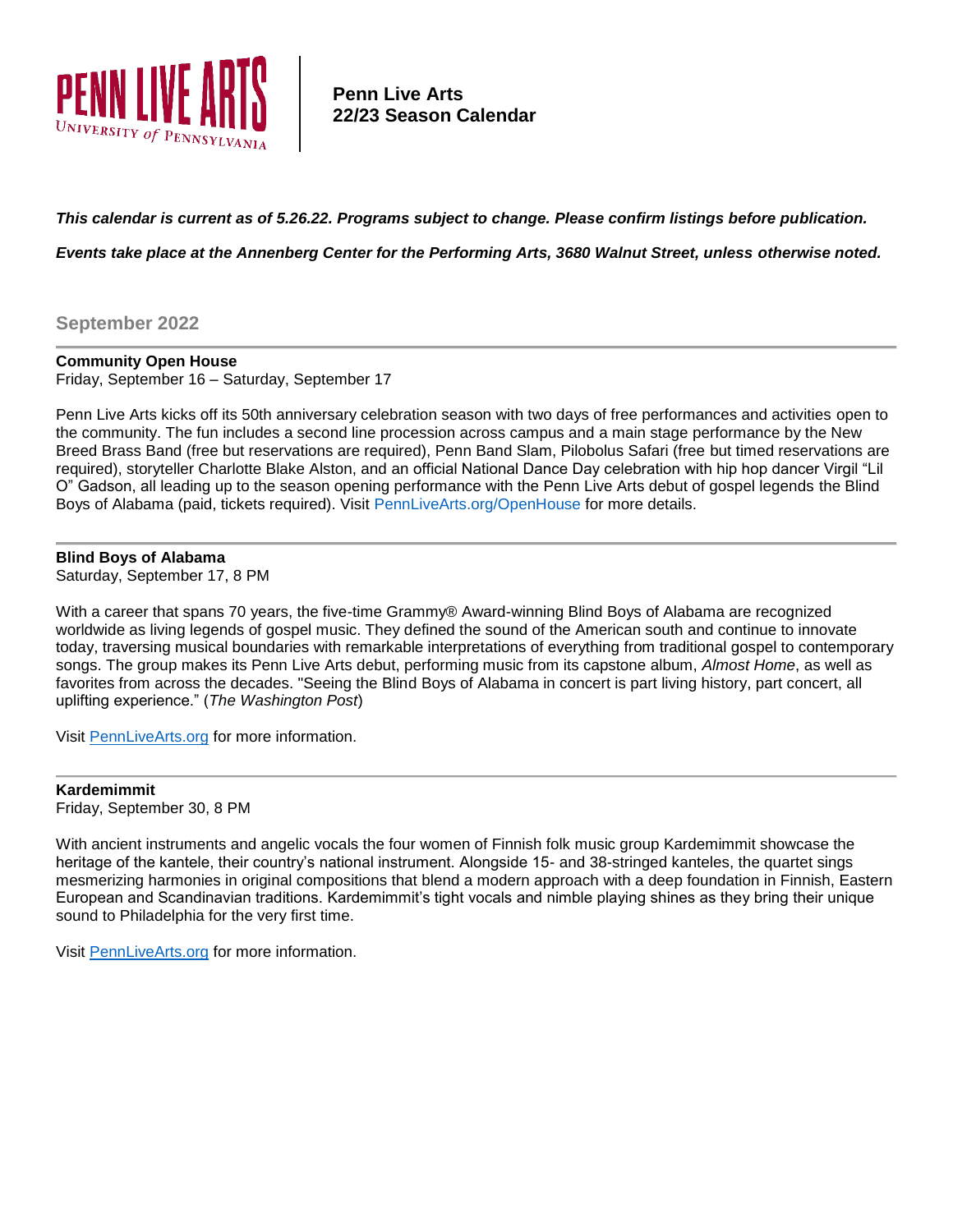# Penn Live Arts
## 22/23 Season Calendar

***This calendar is current as of 5.26.22. Programs subject to change. Please confirm listings before publication.***

***Events take place at the Annenberg Center for the Performing Arts, 3680 Walnut Street, unless otherwise noted.***

## September 2022

---

**Community Open House**
Friday, September 16 – Saturday, September 17

Penn Live Arts kicks off its 50th anniversary celebration season with two days of free performances and activities open to the community. The fun includes a second line procession across campus and a main stage performance by the New Breed Brass Band (free but reservations are required), Penn Band Slam, Pilobolus Safari (free but timed reservations are required), storyteller Charlotte Blake Alston, and an official National Dance Day celebration with hip hop dancer Virgil "Lil O" Gadson, all leading up to the season opening performance with the Penn Live Arts debut of gospel legends the Blind Boys of Alabama (paid, tickets required). Visit PennLiveArts.org/OpenHouse for more details.

---

**Blind Boys of Alabama**
Saturday, September 17, 8 PM

With a career that spans 70 years, the five-time Grammy® Award-winning Blind Boys of Alabama are recognized worldwide as living legends of gospel music. They defined the sound of the American south and continue to innovate today, traversing musical boundaries with remarkable interpretations of everything from traditional gospel to contemporary songs. The group makes its Penn Live Arts debut, performing music from its capstone album, *Almost Home*, as well as favorites from across the decades. "Seeing the Blind Boys of Alabama in concert is part living history, part concert, all uplifting experience." (*The Washington Post*)

Visit PennLiveArts.org for more information.

---

**Kardemimmit**
Friday, September 30, 8 PM

With ancient instruments and angelic vocals the four women of Finnish folk music group Kardemimmit showcase the heritage of the kantele, their country's national instrument. Alongside 15- and 38-stringed kanteles, the quartet sings mesmerizing harmonies in original compositions that blend a modern approach with a deep foundation in Finnish, Eastern European and Scandinavian traditions. Kardemimmit's tight vocals and nimble playing shines as they bring their unique sound to Philadelphia for the very first time.

Visit PennLiveArts.org for more information.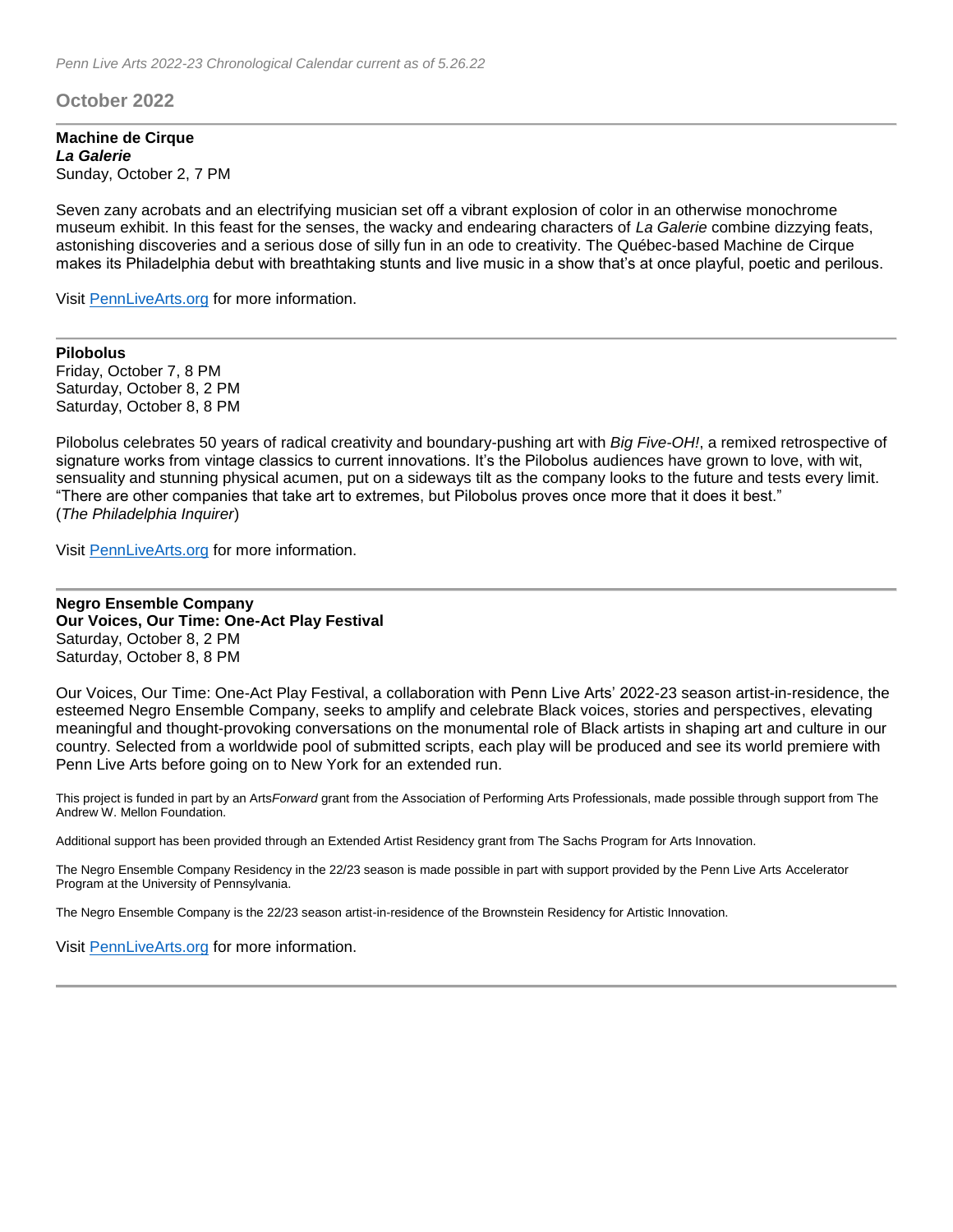## October 2022

---

**Machine de Cirque**
***La Galerie***
Sunday, October 2, 7 PM

Seven zany acrobats and an electrifying musician set off a vibrant explosion of color in an otherwise monochrome museum exhibit. In this feast for the senses, the wacky and endearing characters of *La Galerie* combine dizzying feats, astonishing discoveries and a serious dose of silly fun in an ode to creativity. The Québec-based Machine de Cirque makes its Philadelphia debut with breathtaking stunts and live music in a show that's at once playful, poetic and perilous.

Visit [PennLiveArts.org](PennLiveArts.org) for more information.

---

**Pilobolus**
Friday, October 7, 8 PM
Saturday, October 8, 2 PM
Saturday, October 8, 8 PM

Pilobolus celebrates 50 years of radical creativity and boundary-pushing art with *Big Five-OH!*, a remixed retrospective of signature works from vintage classics to current innovations. It's the Pilobolus audiences have grown to love, with wit, sensuality and stunning physical acumen, put on a sideways tilt as the company looks to the future and tests every limit. "There are other companies that take art to extremes, but Pilobolus proves once more that it does it best." (*The Philadelphia Inquirer*)

Visit [PennLiveArts.org](PennLiveArts.org) for more information.

---

**Negro Ensemble Company**
**Our Voices, Our Time: One-Act Play Festival**
Saturday, October 8, 2 PM
Saturday, October 8, 8 PM

Our Voices, Our Time: One-Act Play Festival, a collaboration with Penn Live Arts' 2022-23 season artist-in-residence, the esteemed Negro Ensemble Company, seeks to amplify and celebrate Black voices, stories and perspectives, elevating meaningful and thought-provoking conversations on the monumental role of Black artists in shaping art and culture in our country. Selected from a worldwide pool of submitted scripts, each play will be produced and see its world premiere with Penn Live Arts before going on to New York for an extended run.

This project is funded in part by an Arts*Forward* grant from the Association of Performing Arts Professionals, made possible through support from The Andrew W. Mellon Foundation.

Additional support has been provided through an Extended Artist Residency grant from The Sachs Program for Arts Innovation.

The Negro Ensemble Company Residency in the 22/23 season is made possible in part with support provided by the Penn Live Arts Accelerator Program at the University of Pennsylvania.

The Negro Ensemble Company is the 22/23 season artist-in-residence of the Brownstein Residency for Artistic Innovation.

Visit [PennLiveArts.org](PennLiveArts.org) for more information.

---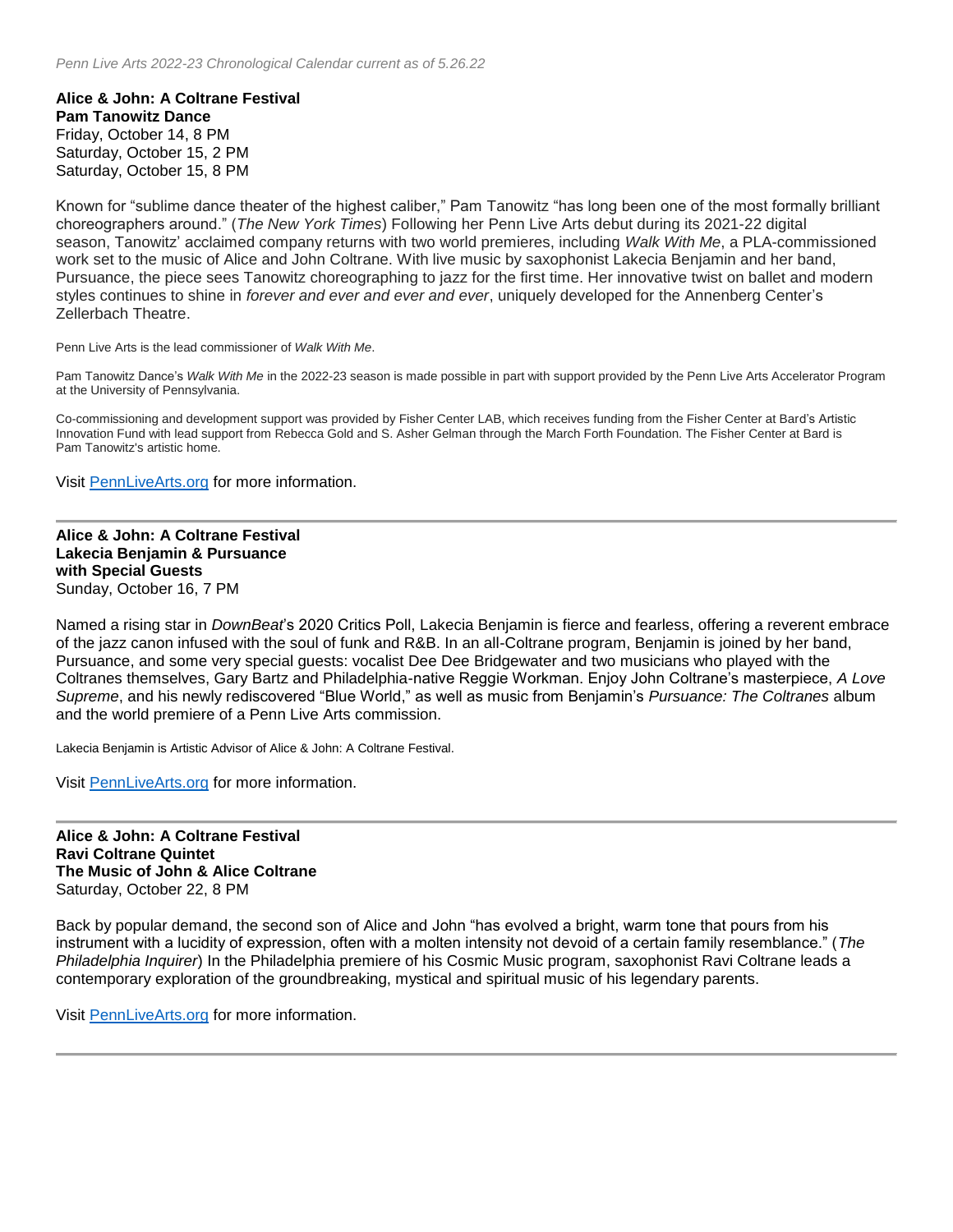**Alice & John: A Coltrane Festival**
**Pam Tanowitz Dance**
Friday, October 14, 8 PM
Saturday, October 15, 2 PM
Saturday, October 15, 8 PM

Known for "sublime dance theater of the highest caliber," Pam Tanowitz "has long been one of the most formally brilliant choreographers around." (*The New York Times*) Following her Penn Live Arts debut during its 2021-22 digital season, Tanowitz' acclaimed company returns with two world premieres, including *Walk With Me*, a PLA-commissioned work set to the music of Alice and John Coltrane. With live music by saxophonist Lakecia Benjamin and her band, Pursuance, the piece sees Tanowitz choreographing to jazz for the first time. Her innovative twist on ballet and modern styles continues to shine in *forever and ever and ever and ever*, uniquely developed for the Annenberg Center's Zellerbach Theatre.

Penn Live Arts is the lead commissioner of *Walk With Me*.

Pam Tanowitz Dance's *Walk With Me* in the 2022-23 season is made possible in part with support provided by the Penn Live Arts Accelerator Program at the University of Pennsylvania.

Co-commissioning and development support was provided by Fisher Center LAB, which receives funding from the Fisher Center at Bard's Artistic Innovation Fund with lead support from Rebecca Gold and S. Asher Gelman through the March Forth Foundation. The Fisher Center at Bard is Pam Tanowitz's artistic home.

Visit [PennLiveArts.org](PennLiveArts.org) for more information.

---

**Alice & John: A Coltrane Festival**
**Lakecia Benjamin & Pursuance**
**with Special Guests**
Sunday, October 16, 7 PM

Named a rising star in *DownBeat*'s 2020 Critics Poll, Lakecia Benjamin is fierce and fearless, offering a reverent embrace of the jazz canon infused with the soul of funk and R&B. In an all-Coltrane program, Benjamin is joined by her band, Pursuance, and some very special guests: vocalist Dee Dee Bridgewater and two musicians who played with the Coltranes themselves, Gary Bartz and Philadelphia-native Reggie Workman. Enjoy John Coltrane's masterpiece, *A Love Supreme*, and his newly rediscovered "Blue World," as well as music from Benjamin's *Pursuance: The Coltranes* album and the world premiere of a Penn Live Arts commission.

Lakecia Benjamin is Artistic Advisor of Alice & John: A Coltrane Festival.

Visit [PennLiveArts.org](PennLiveArts.org) for more information.

---

**Alice & John: A Coltrane Festival**
**Ravi Coltrane Quintet**
**The Music of John & Alice Coltrane**
Saturday, October 22, 8 PM

Back by popular demand, the second son of Alice and John "has evolved a bright, warm tone that pours from his instrument with a lucidity of expression, often with a molten intensity not devoid of a certain family resemblance." (*The Philadelphia Inquirer*) In the Philadelphia premiere of his Cosmic Music program, saxophonist Ravi Coltrane leads a contemporary exploration of the groundbreaking, mystical and spiritual music of his legendary parents.

Visit [PennLiveArts.org](PennLiveArts.org) for more information.

---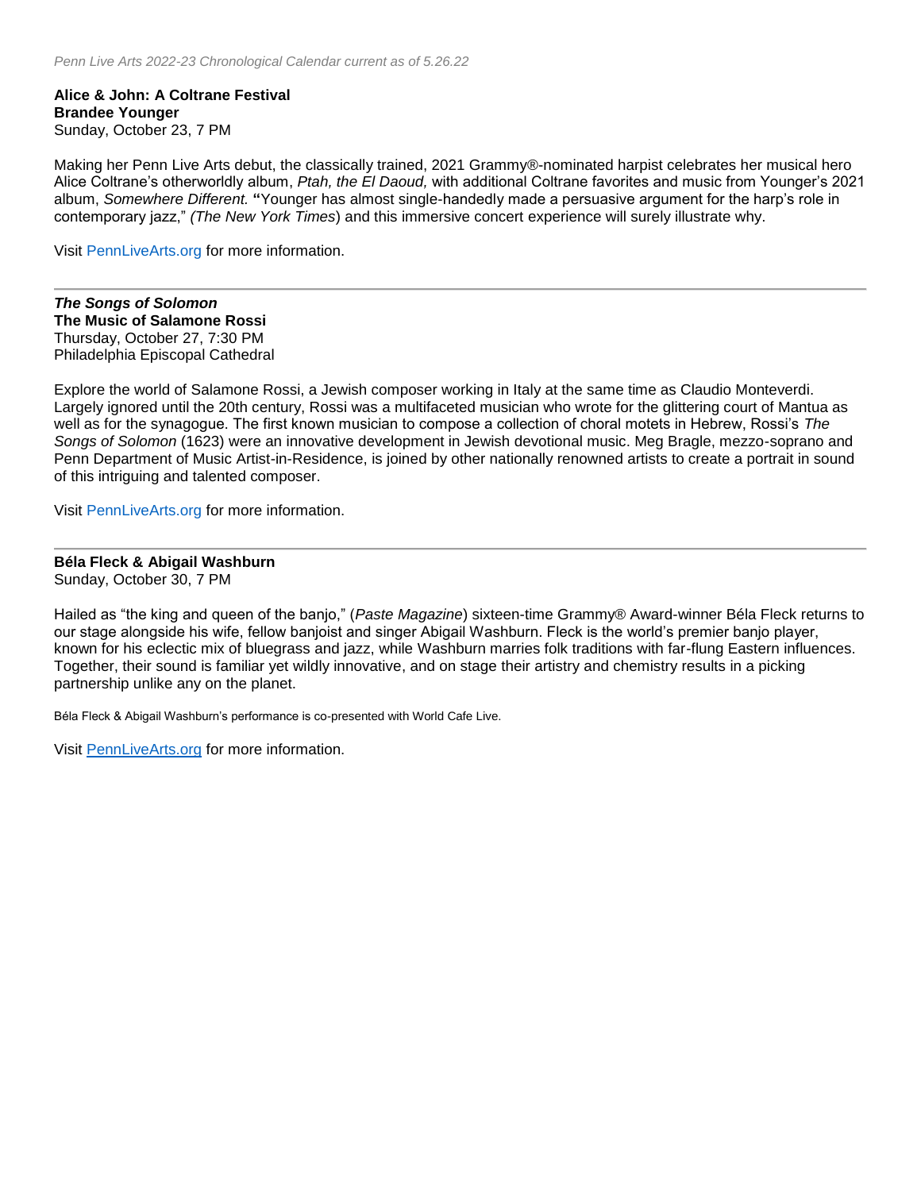**Alice & John: A Coltrane Festival**
**Brandee Younger**
Sunday, October 23, 7 PM

Making her Penn Live Arts debut, the classically trained, 2021 Grammy®-nominated harpist celebrates her musical hero Alice Coltrane's otherworldly album, *Ptah, the El Daoud,* with additional Coltrane favorites and music from Younger's 2021 album, *Somewhere Different.* **"**Younger has almost single-handedly made a persuasive argument for the harp's role in contemporary jazz," *(The New York Times*) and this immersive concert experience will surely illustrate why.

Visit PennLiveArts.org for more information.

---

***The Songs of Solomon***
**The Music of Salamone Rossi**
Thursday, October 27, 7:30 PM
Philadelphia Episcopal Cathedral

Explore the world of Salamone Rossi, a Jewish composer working in Italy at the same time as Claudio Monteverdi. Largely ignored until the 20th century, Rossi was a multifaceted musician who wrote for the glittering court of Mantua as well as for the synagogue. The first known musician to compose a collection of choral motets in Hebrew, Rossi's *The Songs of Solomon* (1623) were an innovative development in Jewish devotional music. Meg Bragle, mezzo-soprano and Penn Department of Music Artist-in-Residence, is joined by other nationally renowned artists to create a portrait in sound of this intriguing and talented composer.

Visit PennLiveArts.org for more information.

---

**Béla Fleck & Abigail Washburn**
Sunday, October 30, 7 PM

Hailed as "the king and queen of the banjo," (*Paste Magazine*) sixteen-time Grammy® Award-winner Béla Fleck returns to our stage alongside his wife, fellow banjoist and singer Abigail Washburn. Fleck is the world's premier banjo player, known for his eclectic mix of bluegrass and jazz, while Washburn marries folk traditions with far-flung Eastern influences. Together, their sound is familiar yet wildly innovative, and on stage their artistry and chemistry results in a picking partnership unlike any on the planet.

Béla Fleck & Abigail Washburn's performance is co-presented with World Cafe Live.

Visit PennLiveArts.org for more information.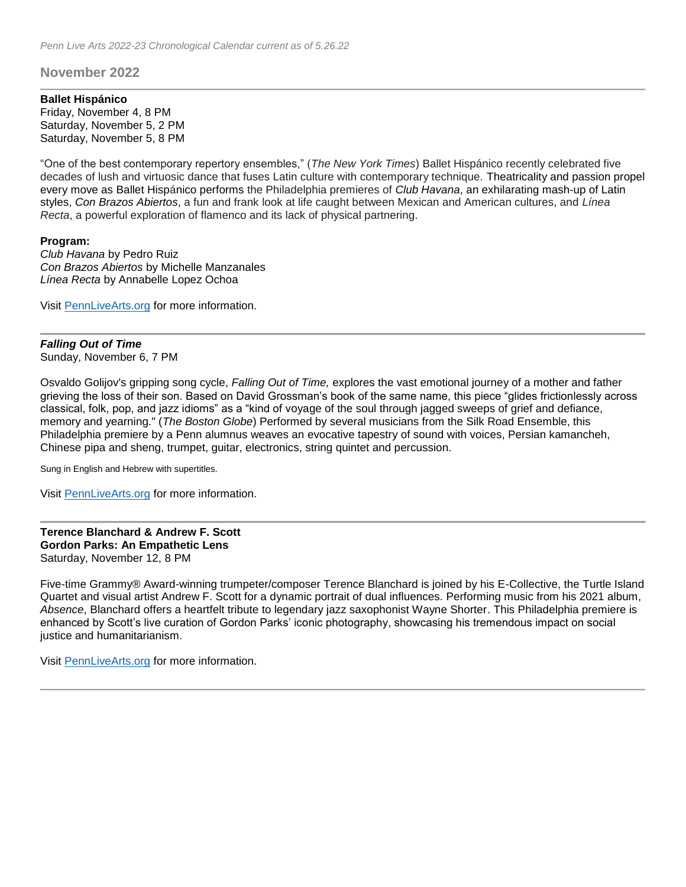## November 2022

---

**Ballet Hispánico**
Friday, November 4, 8 PM
Saturday, November 5, 2 PM
Saturday, November 5, 8 PM

"One of the best contemporary repertory ensembles," (*The New York Times*) Ballet Hispánico recently celebrated five decades of lush and virtuosic dance that fuses Latin culture with contemporary technique. Theatricality and passion propel every move as Ballet Hispánico performs the Philadelphia premieres of *Club Havana*, an exhilarating mash-up of Latin styles, *Con Brazos Abiertos*, a fun and frank look at life caught between Mexican and American cultures, and *Línea Recta*, a powerful exploration of flamenco and its lack of physical partnering.

**Program:**
*Club Havana* by Pedro Ruiz
*Con Brazos Abiertos* by Michelle Manzanales
*Línea Recta* by Annabelle Lopez Ochoa

Visit [PennLiveArts.org](PennLiveArts.org) for more information.

---

***Falling Out of Time***
Sunday, November 6, 7 PM

Osvaldo Golijov's gripping song cycle, *Falling Out of Time,* explores the vast emotional journey of a mother and father grieving the loss of their son. Based on David Grossman's book of the same name, this piece "glides frictionlessly across classical, folk, pop, and jazz idioms" as a "kind of voyage of the soul through jagged sweeps of grief and defiance, memory and yearning." (*The Boston Globe*) Performed by several musicians from the Silk Road Ensemble, this Philadelphia premiere by a Penn alumnus weaves an evocative tapestry of sound with voices, Persian kamancheh, Chinese pipa and sheng, trumpet, guitar, electronics, string quintet and percussion.

Sung in English and Hebrew with supertitles.

Visit [PennLiveArts.org](PennLiveArts.org) for more information.

---

**Terence Blanchard & Andrew F. Scott**
**Gordon Parks: An Empathetic Lens**
Saturday, November 12, 8 PM

Five-time Grammy® Award-winning trumpeter/composer Terence Blanchard is joined by his E-Collective, the Turtle Island Quartet and visual artist Andrew F. Scott for a dynamic portrait of dual influences. Performing music from his 2021 album, *Absence*, Blanchard offers a heartfelt tribute to legendary jazz saxophonist Wayne Shorter. This Philadelphia premiere is enhanced by Scott's live curation of Gordon Parks' iconic photography, showcasing his tremendous impact on social justice and humanitarianism.

Visit [PennLiveArts.org](PennLiveArts.org) for more information.

---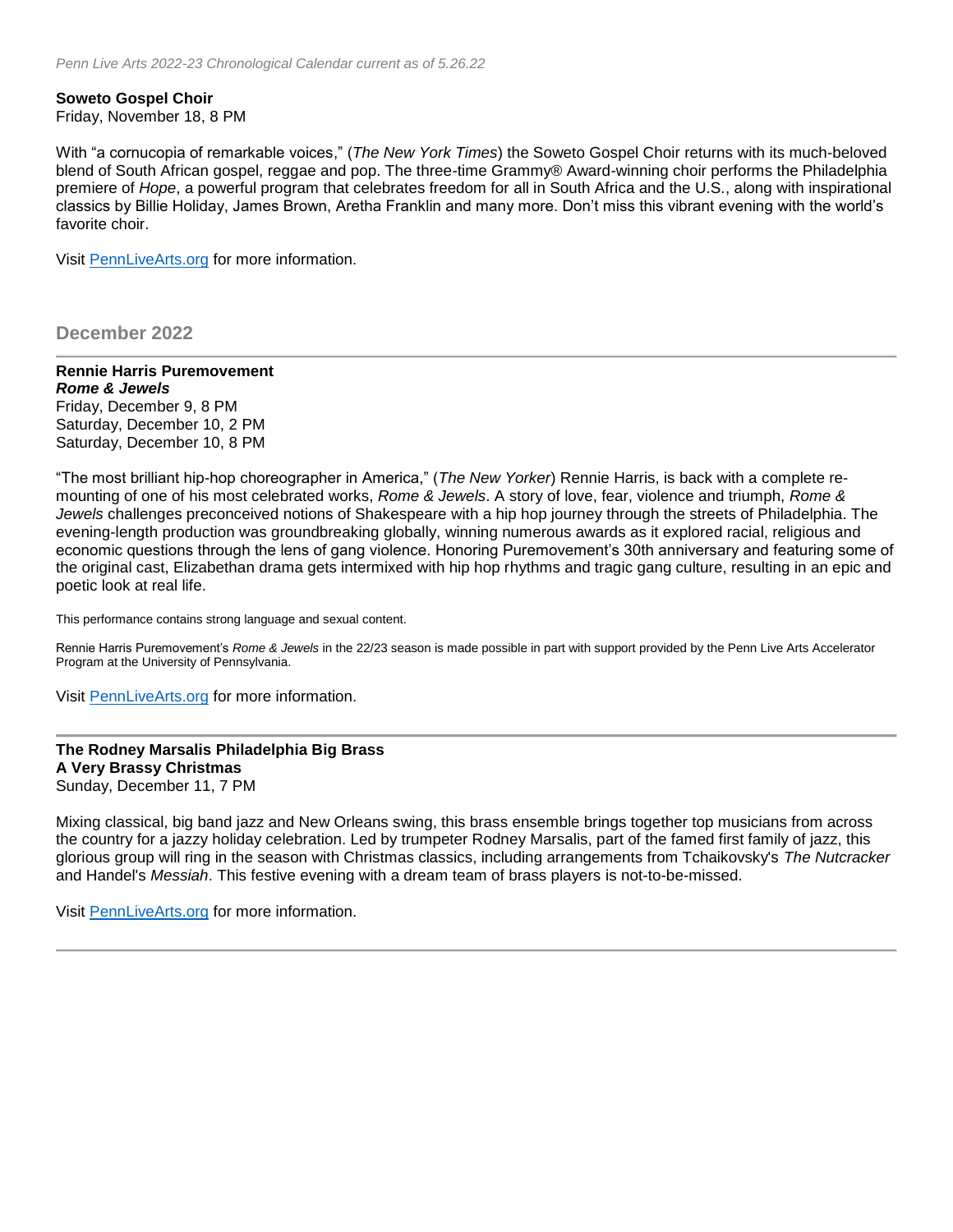**Soweto Gospel Choir**
Friday, November 18, 8 PM

With "a cornucopia of remarkable voices," (*The New York Times*) the Soweto Gospel Choir returns with its much-beloved blend of South African gospel, reggae and pop. The three-time Grammy® Award-winning choir performs the Philadelphia premiere of *Hope*, a powerful program that celebrates freedom for all in South Africa and the U.S., along with inspirational classics by Billie Holiday, James Brown, Aretha Franklin and many more. Don't miss this vibrant evening with the world's favorite choir.

Visit [PennLiveArts.org](PennLiveArts.org) for more information.

## December 2022

---

**Rennie Harris Puremovement**
***Rome & Jewels***
Friday, December 9, 8 PM
Saturday, December 10, 2 PM
Saturday, December 10, 8 PM

"The most brilliant hip-hop choreographer in America," (*The New Yorker*) Rennie Harris, is back with a complete re-mounting of one of his most celebrated works, *Rome & Jewels*. A story of love, fear, violence and triumph, *Rome & Jewels* challenges preconceived notions of Shakespeare with a hip hop journey through the streets of Philadelphia. The evening-length production was groundbreaking globally, winning numerous awards as it explored racial, religious and economic questions through the lens of gang violence. Honoring Puremovement's 30th anniversary and featuring some of the original cast, Elizabethan drama gets intermixed with hip hop rhythms and tragic gang culture, resulting in an epic and poetic look at real life.

This performance contains strong language and sexual content.

Rennie Harris Puremovement's *Rome & Jewels* in the 22/23 season is made possible in part with support provided by the Penn Live Arts Accelerator Program at the University of Pennsylvania.

Visit [PennLiveArts.org](PennLiveArts.org) for more information.

---

**The Rodney Marsalis Philadelphia Big Brass**
**A Very Brassy Christmas**
Sunday, December 11, 7 PM

Mixing classical, big band jazz and New Orleans swing, this brass ensemble brings together top musicians from across the country for a jazzy holiday celebration. Led by trumpeter Rodney Marsalis, part of the famed first family of jazz, this glorious group will ring in the season with Christmas classics, including arrangements from Tchaikovsky's *The Nutcracker* and Handel's *Messiah*. This festive evening with a dream team of brass players is not-to-be-missed.

Visit [PennLiveArts.org](PennLiveArts.org) for more information.

---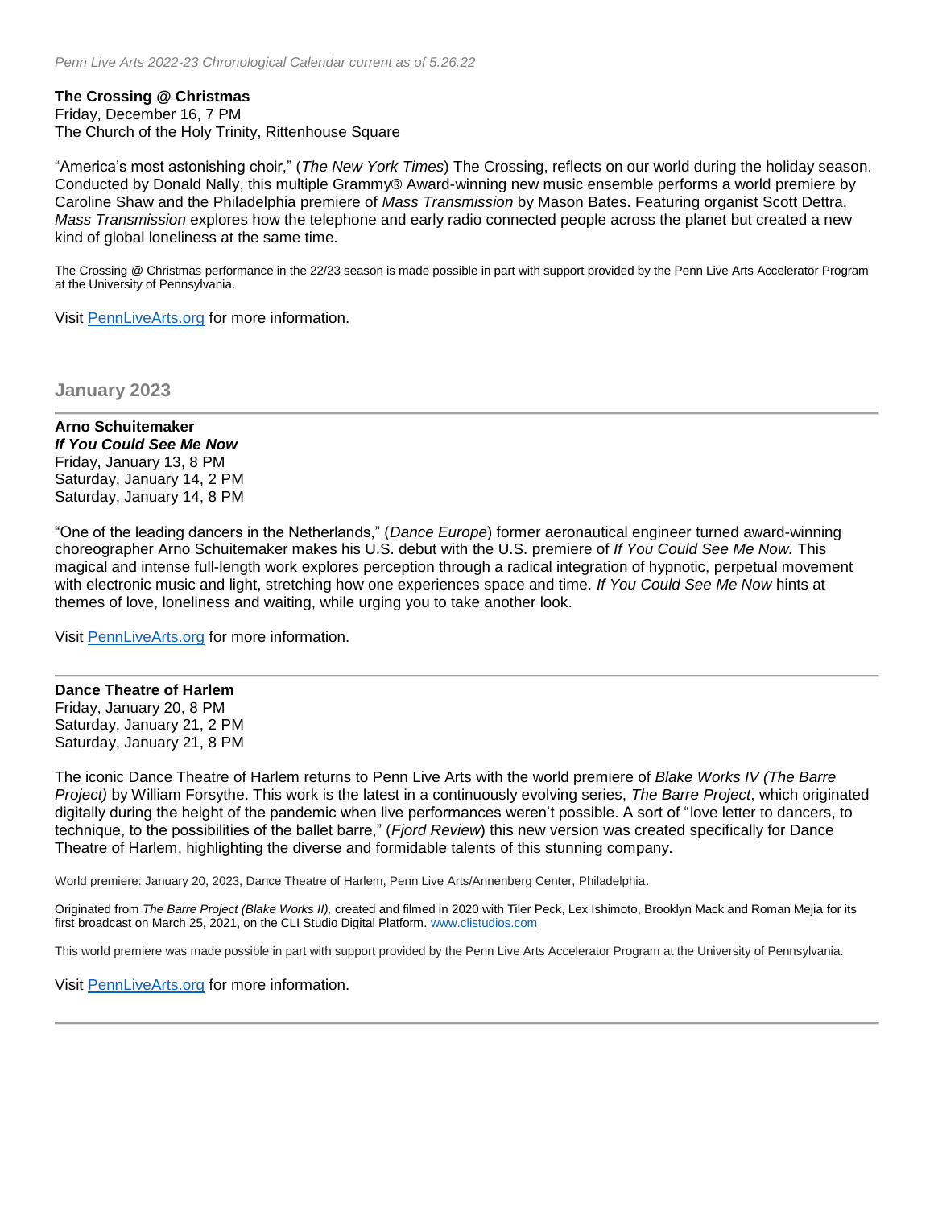**The Crossing @ Christmas**
Friday, December 16, 7 PM
The Church of the Holy Trinity, Rittenhouse Square

"America's most astonishing choir," (*The New York Times*) The Crossing, reflects on our world during the holiday season. Conducted by Donald Nally, this multiple Grammy® Award-winning new music ensemble performs a world premiere by Caroline Shaw and the Philadelphia premiere of *Mass Transmission* by Mason Bates. Featuring organist Scott Dettra, *Mass Transmission* explores how the telephone and early radio connected people across the planet but created a new kind of global loneliness at the same time.

The Crossing @ Christmas performance in the 22/23 season is made possible in part with support provided by the Penn Live Arts Accelerator Program at the University of Pennsylvania.

Visit [PennLiveArts.org](PennLiveArts.org) for more information.

## January 2023

---

**Arno Schuitemaker**
***If You Could See Me Now***
Friday, January 13, 8 PM
Saturday, January 14, 2 PM
Saturday, January 14, 8 PM

"One of the leading dancers in the Netherlands," (*Dance Europe*) former aeronautical engineer turned award-winning choreographer Arno Schuitemaker makes his U.S. debut with the U.S. premiere of *If You Could See Me Now.* This magical and intense full-length work explores perception through a radical integration of hypnotic, perpetual movement with electronic music and light, stretching how one experiences space and time. *If You Could See Me Now* hints at themes of love, loneliness and waiting, while urging you to take another look.

Visit [PennLiveArts.org](PennLiveArts.org) for more information.

---

**Dance Theatre of Harlem**
Friday, January 20, 8 PM
Saturday, January 21, 2 PM
Saturday, January 21, 8 PM

The iconic Dance Theatre of Harlem returns to Penn Live Arts with the world premiere of *Blake Works IV (The Barre Project)* by William Forsythe. This work is the latest in a continuously evolving series, *The Barre Project*, which originated digitally during the height of the pandemic when live performances weren't possible. A sort of "love letter to dancers, to technique, to the possibilities of the ballet barre," (*Fjord Review*) this new version was created specifically for Dance Theatre of Harlem, highlighting the diverse and formidable talents of this stunning company.

World premiere: January 20, 2023, Dance Theatre of Harlem, Penn Live Arts/Annenberg Center, Philadelphia.

Originated from *The Barre Project (Blake Works II),* created and filmed in 2020 with Tiler Peck, Lex Ishimoto, Brooklyn Mack and Roman Mejia for its first broadcast on March 25, 2021, on the CLI Studio Digital Platform. [www.clistudios.com](www.clistudios.com)

This world premiere was made possible in part with support provided by the Penn Live Arts Accelerator Program at the University of Pennsylvania.

Visit [PennLiveArts.org](PennLiveArts.org) for more information.

---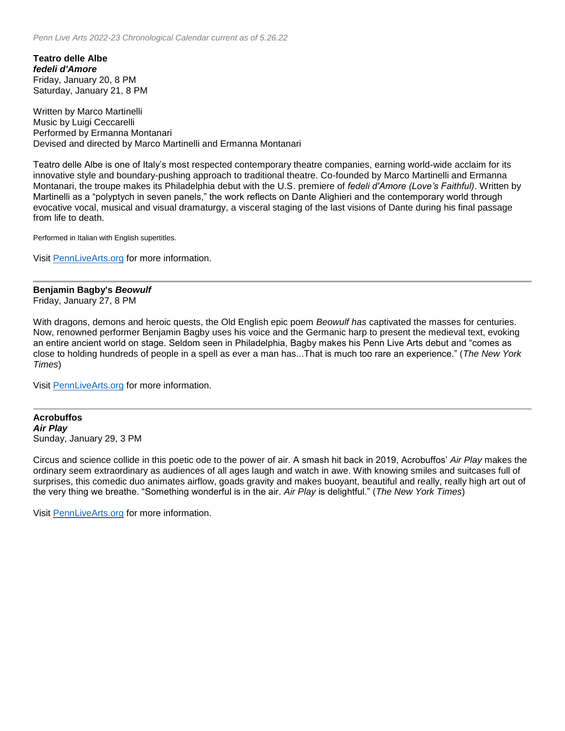**Teatro delle Albe**
***fedeli d'Amore***
Friday, January 20, 8 PM
Saturday, January 21, 8 PM

Written by Marco Martinelli
Music by Luigi Ceccarelli
Performed by Ermanna Montanari
Devised and directed by Marco Martinelli and Ermanna Montanari

Teatro delle Albe is one of Italy's most respected contemporary theatre companies, earning world-wide acclaim for its innovative style and boundary-pushing approach to traditional theatre. Co-founded by Marco Martinelli and Ermanna Montanari, the troupe makes its Philadelphia debut with the U.S. premiere of *fedeli d'Amore (Love's Faithful)*. Written by Martinelli as a "polyptych in seven panels," the work reflects on Dante Alighieri and the contemporary world through evocative vocal, musical and visual dramaturgy, a visceral staging of the last visions of Dante during his final passage from life to death.

Performed in Italian with English supertitles.

Visit [PennLiveArts.org](PennLiveArts.org) for more information.

---

**Benjamin Bagby's *Beowulf***
Friday, January 27, 8 PM

With dragons, demons and heroic quests, the Old English epic poem *Beowulf has* captivated the masses for centuries. Now, renowned performer Benjamin Bagby uses his voice and the Germanic harp to present the medieval text, evoking an entire ancient world on stage. Seldom seen in Philadelphia, Bagby makes his Penn Live Arts debut and "comes as close to holding hundreds of people in a spell as ever a man has...That is much too rare an experience." (*The New York Times*)

Visit [PennLiveArts.org](PennLiveArts.org) for more information.

---

**Acrobuffos**
***Air Play***
Sunday, January 29, 3 PM

Circus and science collide in this poetic ode to the power of air. A smash hit back in 2019, Acrobuffos' *Air Play* makes the ordinary seem extraordinary as audiences of all ages laugh and watch in awe. With knowing smiles and suitcases full of surprises, this comedic duo animates airflow, goads gravity and makes buoyant, beautiful and really, really high art out of the very thing we breathe. "Something wonderful is in the air. *Air Play* is delightful." (*The New York Times*)

Visit [PennLiveArts.org](PennLiveArts.org) for more information.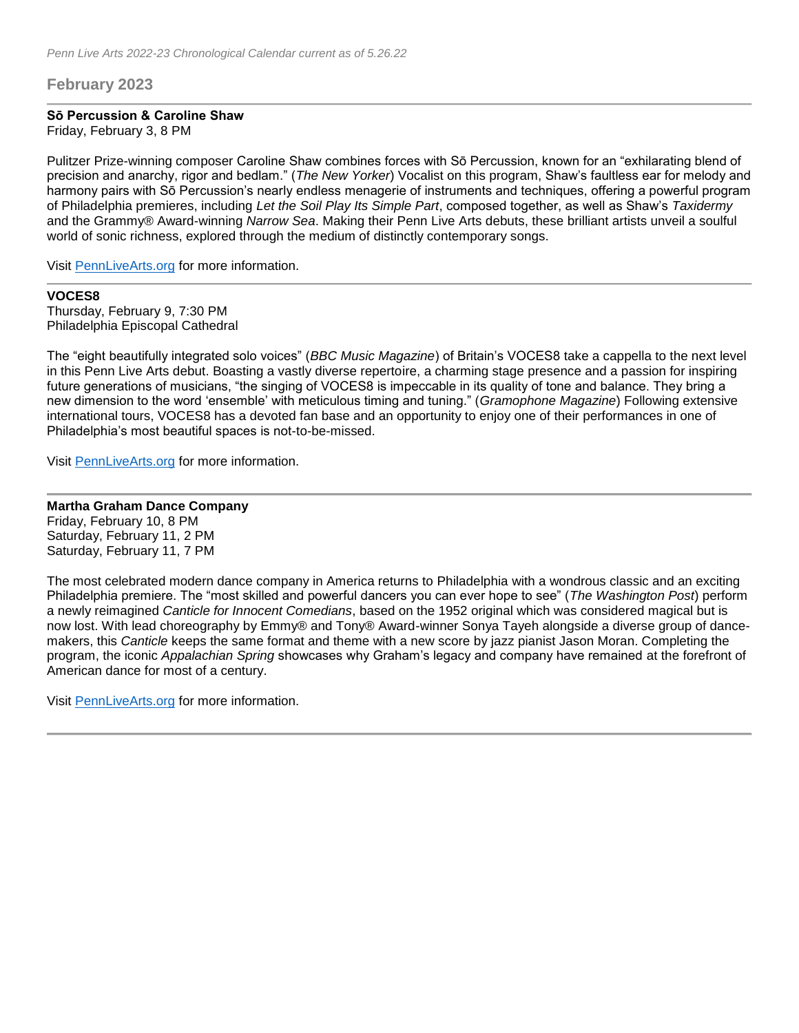## February 2023

**Sō Percussion & Caroline Shaw**
Friday, February 3, 8 PM

Pulitzer Prize-winning composer Caroline Shaw combines forces with Sō Percussion, known for an "exhilarating blend of precision and anarchy, rigor and bedlam." (*The New Yorker*) Vocalist on this program, Shaw's faultless ear for melody and harmony pairs with Sō Percussion's nearly endless menagerie of instruments and techniques, offering a powerful program of Philadelphia premieres, including *Let the Soil Play Its Simple Part*, composed together, as well as Shaw's *Taxidermy* and the Grammy® Award-winning *Narrow Sea*. Making their Penn Live Arts debuts, these brilliant artists unveil a soulful world of sonic richness, explored through the medium of distinctly contemporary songs.

Visit [PennLiveArts.org](PennLiveArts.org) for more information.

---

**VOCES8**
Thursday, February 9, 7:30 PM
Philadelphia Episcopal Cathedral

The "eight beautifully integrated solo voices" (*BBC Music Magazine*) of Britain's VOCES8 take a cappella to the next level in this Penn Live Arts debut. Boasting a vastly diverse repertoire, a charming stage presence and a passion for inspiring future generations of musicians, "the singing of VOCES8 is impeccable in its quality of tone and balance. They bring a new dimension to the word 'ensemble' with meticulous timing and tuning." (*Gramophone Magazine*) Following extensive international tours, VOCES8 has a devoted fan base and an opportunity to enjoy one of their performances in one of Philadelphia's most beautiful spaces is not-to-be-missed.

Visit [PennLiveArts.org](PennLiveArts.org) for more information.

---

**Martha Graham Dance Company**
Friday, February 10, 8 PM
Saturday, February 11, 2 PM
Saturday, February 11, 7 PM

The most celebrated modern dance company in America returns to Philadelphia with a wondrous classic and an exciting Philadelphia premiere. The "most skilled and powerful dancers you can ever hope to see" (*The Washington Post*) perform a newly reimagined *Canticle for Innocent Comedians*, based on the 1952 original which was considered magical but is now lost. With lead choreography by Emmy® and Tony® Award-winner Sonya Tayeh alongside a diverse group of dance-makers, this *Canticle* keeps the same format and theme with a new score by jazz pianist Jason Moran. Completing the program, the iconic *Appalachian Spring* showcases why Graham's legacy and company have remained at the forefront of American dance for most of a century.

Visit [PennLiveArts.org](PennLiveArts.org) for more information.

---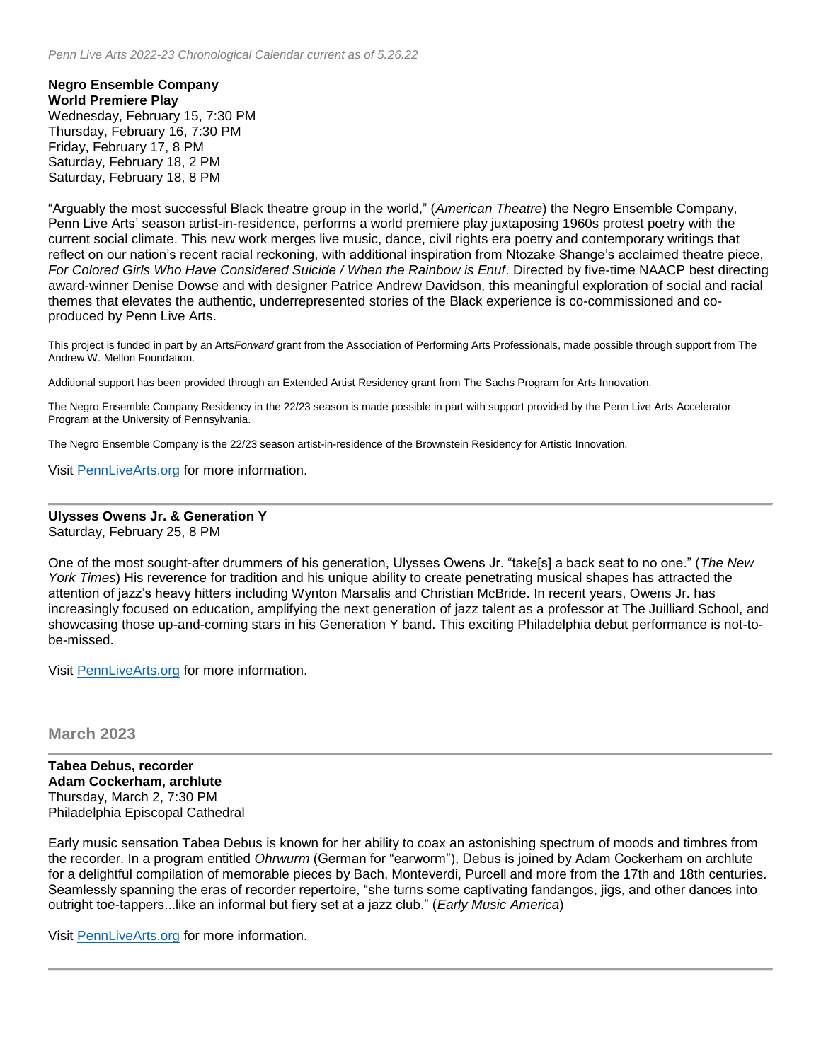**Negro Ensemble Company**
**World Premiere Play**
Wednesday, February 15, 7:30 PM
Thursday, February 16, 7:30 PM
Friday, February 17, 8 PM
Saturday, February 18, 2 PM
Saturday, February 18, 8 PM

"Arguably the most successful Black theatre group in the world," (*American Theatre*) the Negro Ensemble Company, Penn Live Arts' season artist-in-residence, performs a world premiere play juxtaposing 1960s protest poetry with the current social climate. This new work merges live music, dance, civil rights era poetry and contemporary writings that reflect on our nation's recent racial reckoning, with additional inspiration from Ntozake Shange's acclaimed theatre piece, *For Colored Girls Who Have Considered Suicide / When the Rainbow is Enuf*. Directed by five-time NAACP best directing award-winner Denise Dowse and with designer Patrice Andrew Davidson, this meaningful exploration of social and racial themes that elevates the authentic, underrepresented stories of the Black experience is co-commissioned and co-produced by Penn Live Arts.

This project is funded in part by an Arts*Forward* grant from the Association of Performing Arts Professionals, made possible through support from The Andrew W. Mellon Foundation.

Additional support has been provided through an Extended Artist Residency grant from The Sachs Program for Arts Innovation.

The Negro Ensemble Company Residency in the 22/23 season is made possible in part with support provided by the Penn Live Arts Accelerator Program at the University of Pennsylvania.

The Negro Ensemble Company is the 22/23 season artist-in-residence of the Brownstein Residency for Artistic Innovation.

Visit [PennLiveArts.org](PennLiveArts.org) for more information.

---

**Ulysses Owens Jr. & Generation Y**
Saturday, February 25, 8 PM

One of the most sought-after drummers of his generation, Ulysses Owens Jr. "take[s] a back seat to no one." (*The New York Times*) His reverence for tradition and his unique ability to create penetrating musical shapes has attracted the attention of jazz's heavy hitters including Wynton Marsalis and Christian McBride. In recent years, Owens Jr. has increasingly focused on education, amplifying the next generation of jazz talent as a professor at The Juilliard School, and showcasing those up-and-coming stars in his Generation Y band. This exciting Philadelphia debut performance is not-to-be-missed.

Visit [PennLiveArts.org](PennLiveArts.org) for more information.

## March 2023

---

**Tabea Debus, recorder**
**Adam Cockerham, archlute**
Thursday, March 2, 7:30 PM
Philadelphia Episcopal Cathedral

Early music sensation Tabea Debus is known for her ability to coax an astonishing spectrum of moods and timbres from the recorder. In a program entitled *Ohrwurm* (German for "earworm"), Debus is joined by Adam Cockerham on archlute for a delightful compilation of memorable pieces by Bach, Monteverdi, Purcell and more from the 17th and 18th centuries. Seamlessly spanning the eras of recorder repertoire, "she turns some captivating fandangos, jigs, and other dances into outright toe-tappers...like an informal but fiery set at a jazz club." (*Early Music America*)

Visit [PennLiveArts.org](PennLiveArts.org) for more information.

---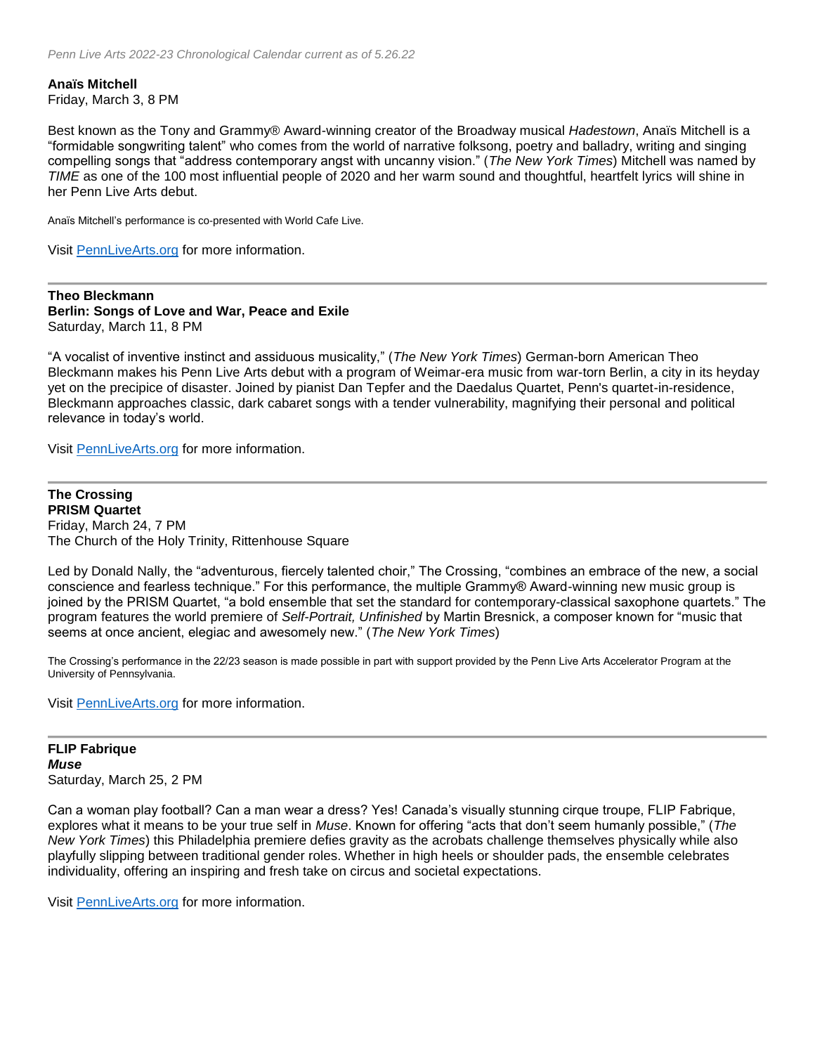**Anaïs Mitchell**
Friday, March 3, 8 PM

Best known as the Tony and Grammy® Award-winning creator of the Broadway musical *Hadestown*, Anaïs Mitchell is a "formidable songwriting talent" who comes from the world of narrative folksong, poetry and balladry, writing and singing compelling songs that "address contemporary angst with uncanny vision." (*The New York Times*) Mitchell was named by *TIME* as one of the 100 most influential people of 2020 and her warm sound and thoughtful, heartfelt lyrics will shine in her Penn Live Arts debut.

Anaïs Mitchell's performance is co-presented with World Cafe Live.

Visit [PennLiveArts.org](PennLiveArts.org) for more information.

---

**Theo Bleckmann**
**Berlin: Songs of Love and War, Peace and Exile**
Saturday, March 11, 8 PM

"A vocalist of inventive instinct and assiduous musicality," (*The New York Times*) German-born American Theo Bleckmann makes his Penn Live Arts debut with a program of Weimar-era music from war-torn Berlin, a city in its heyday yet on the precipice of disaster. Joined by pianist Dan Tepfer and the Daedalus Quartet, Penn's quartet-in-residence, Bleckmann approaches classic, dark cabaret songs with a tender vulnerability, magnifying their personal and political relevance in today's world.

Visit [PennLiveArts.org](PennLiveArts.org) for more information.

---

**The Crossing**
**PRISM Quartet**
Friday, March 24, 7 PM
The Church of the Holy Trinity, Rittenhouse Square

Led by Donald Nally, the "adventurous, fiercely talented choir," The Crossing, "combines an embrace of the new, a social conscience and fearless technique." For this performance, the multiple Grammy® Award-winning new music group is joined by the PRISM Quartet, "a bold ensemble that set the standard for contemporary-classical saxophone quartets." The program features the world premiere of *Self-Portrait, Unfinished* by Martin Bresnick, a composer known for "music that seems at once ancient, elegiac and awesomely new." (*The New York Times*)

The Crossing's performance in the 22/23 season is made possible in part with support provided by the Penn Live Arts Accelerator Program at the University of Pennsylvania.

Visit [PennLiveArts.org](PennLiveArts.org) for more information.

---

**FLIP Fabrique**
***Muse***
Saturday, March 25, 2 PM

Can a woman play football? Can a man wear a dress? Yes! Canada's visually stunning cirque troupe, FLIP Fabrique, explores what it means to be your true self in *Muse*. Known for offering "acts that don't seem humanly possible," (*The New York Times*) this Philadelphia premiere defies gravity as the acrobats challenge themselves physically while also playfully slipping between traditional gender roles. Whether in high heels or shoulder pads, the ensemble celebrates individuality, offering an inspiring and fresh take on circus and societal expectations.

Visit [PennLiveArts.org](PennLiveArts.org) for more information.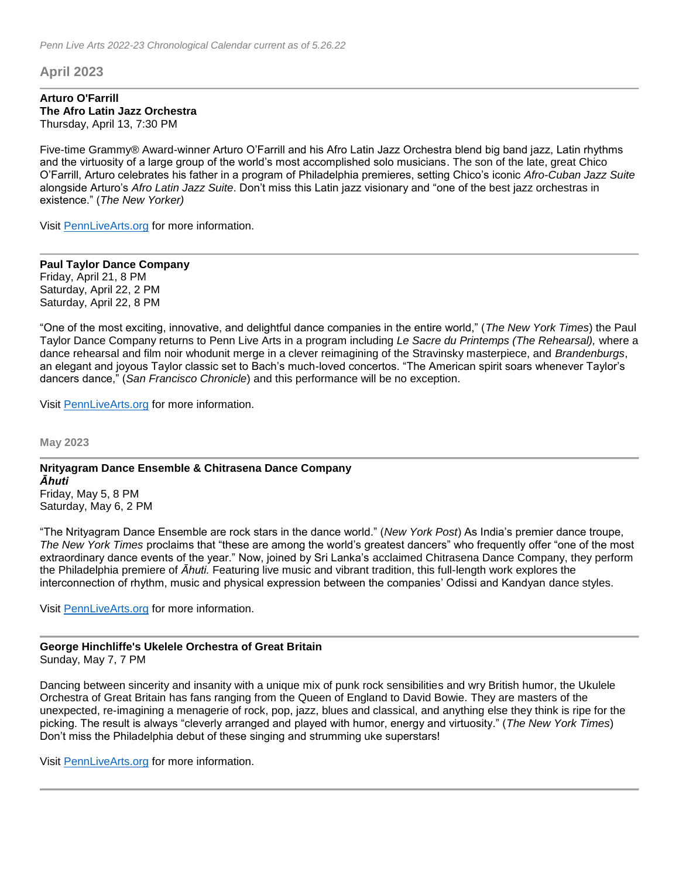*Penn Live Arts 2022-23 Chronological Calendar current as of 5.26.22*

## April 2023

---

**Arturo O'Farrill**
**The Afro Latin Jazz Orchestra**
Thursday, April 13, 7:30 PM

Five-time Grammy® Award-winner Arturo O'Farrill and his Afro Latin Jazz Orchestra blend big band jazz, Latin rhythms and the virtuosity of a large group of the world's most accomplished solo musicians. The son of the late, great Chico O'Farrill, Arturo celebrates his father in a program of Philadelphia premieres, setting Chico's iconic *Afro-Cuban Jazz Suite* alongside Arturo's *Afro Latin Jazz Suite*. Don't miss this Latin jazz visionary and "one of the best jazz orchestras in existence." (*The New Yorker)*

Visit [PennLiveArts.org](PennLiveArts.org) for more information.

---

**Paul Taylor Dance Company**
Friday, April 21, 8 PM
Saturday, April 22, 2 PM
Saturday, April 22, 8 PM

"One of the most exciting, innovative, and delightful dance companies in the entire world," (*The New York Times*) the Paul Taylor Dance Company returns to Penn Live Arts in a program including *Le Sacre du Printemps (The Rehearsal),* where a dance rehearsal and film noir whodunit merge in a clever reimagining of the Stravinsky masterpiece, and *Brandenburgs*, an elegant and joyous Taylor classic set to Bach's much-loved concertos. "The American spirit soars whenever Taylor's dancers dance," (*San Francisco Chronicle*) and this performance will be no exception.

Visit [PennLiveArts.org](PennLiveArts.org) for more information.

## May 2023

---

**Nrityagram Dance Ensemble & Chitrasena Dance Company**
***Āhuti***
Friday, May 5, 8 PM
Saturday, May 6, 2 PM

"The Nrityagram Dance Ensemble are rock stars in the dance world." (*New York Post*) As India's premier dance troupe, *The New York Times* proclaims that "these are among the world's greatest dancers" who frequently offer "one of the most extraordinary dance events of the year." Now, joined by Sri Lanka's acclaimed Chitrasena Dance Company, they perform the Philadelphia premiere of *Āhuti.* Featuring live music and vibrant tradition, this full-length work explores the interconnection of rhythm, music and physical expression between the companies' Odissi and Kandyan dance styles.

Visit [PennLiveArts.org](PennLiveArts.org) for more information.

---

**George Hinchliffe's Ukelele Orchestra of Great Britain**
Sunday, May 7, 7 PM

Dancing between sincerity and insanity with a unique mix of punk rock sensibilities and wry British humor, the Ukulele Orchestra of Great Britain has fans ranging from the Queen of England to David Bowie. They are masters of the unexpected, re-imagining a menagerie of rock, pop, jazz, blues and classical, and anything else they think is ripe for the picking. The result is always "cleverly arranged and played with humor, energy and virtuosity." (*The New York Times*) Don't miss the Philadelphia debut of these singing and strumming uke superstars!

Visit [PennLiveArts.org](PennLiveArts.org) for more information.

---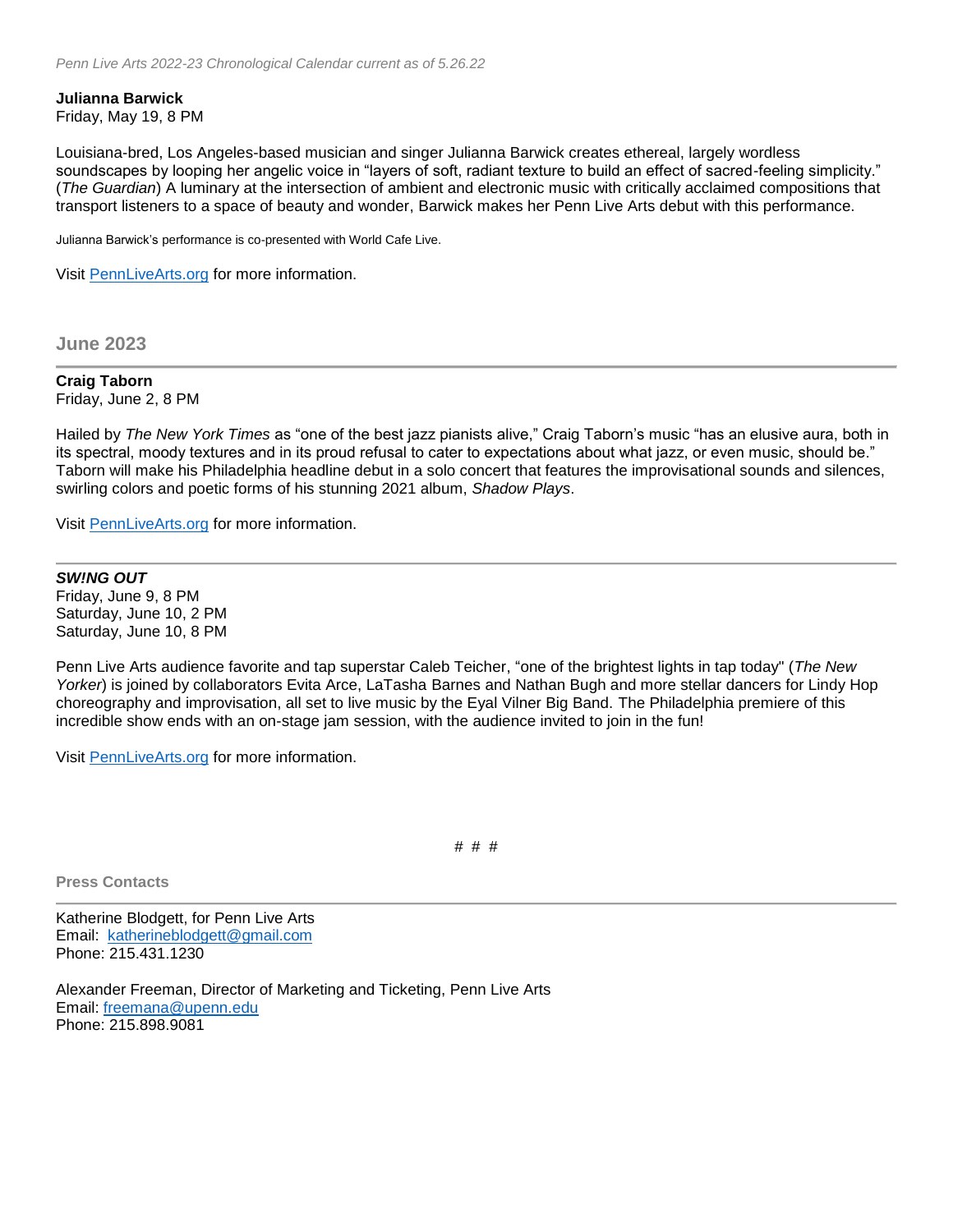**Julianna Barwick**
Friday, May 19, 8 PM

Louisiana-bred, Los Angeles-based musician and singer Julianna Barwick creates ethereal, largely wordless soundscapes by looping her angelic voice in “layers of soft, radiant texture to build an effect of sacred-feeling simplicity.” (*The Guardian*) A luminary at the intersection of ambient and electronic music with critically acclaimed compositions that transport listeners to a space of beauty and wonder, Barwick makes her Penn Live Arts debut with this performance.

Julianna Barwick’s performance is co-presented with World Cafe Live.

Visit PennLiveArts.org for more information.

## June 2023

---

**Craig Taborn**
Friday, June 2, 8 PM

Hailed by *The New York Times* as “one of the best jazz pianists alive,” Craig Taborn’s music “has an elusive aura, both in its spectral, moody textures and in its proud refusal to cater to expectations about what jazz, or even music, should be.” Taborn will make his Philadelphia headline debut in a solo concert that features the improvisational sounds and silences, swirling colors and poetic forms of his stunning 2021 album, *Shadow Plays*.

Visit PennLiveArts.org for more information.

---

***SW!NG OUT***
Friday, June 9, 8 PM
Saturday, June 10, 2 PM
Saturday, June 10, 8 PM

Penn Live Arts audience favorite and tap superstar Caleb Teicher, “one of the brightest lights in tap today" (*The New Yorker*) is joined by collaborators Evita Arce, LaTasha Barnes and Nathan Bugh and more stellar dancers for Lindy Hop choreography and improvisation, all set to live music by the Eyal Vilner Big Band. The Philadelphia premiere of this incredible show ends with an on-stage jam session, with the audience invited to join in the fun!

Visit PennLiveArts.org for more information.

# # #

## Press Contacts

---

Katherine Blodgett, for Penn Live Arts
Email: katherineblodgett@gmail.com
Phone: 215.431.1230

Alexander Freeman, Director of Marketing and Ticketing, Penn Live Arts
Email: freemana@upenn.edu
Phone: 215.898.9081